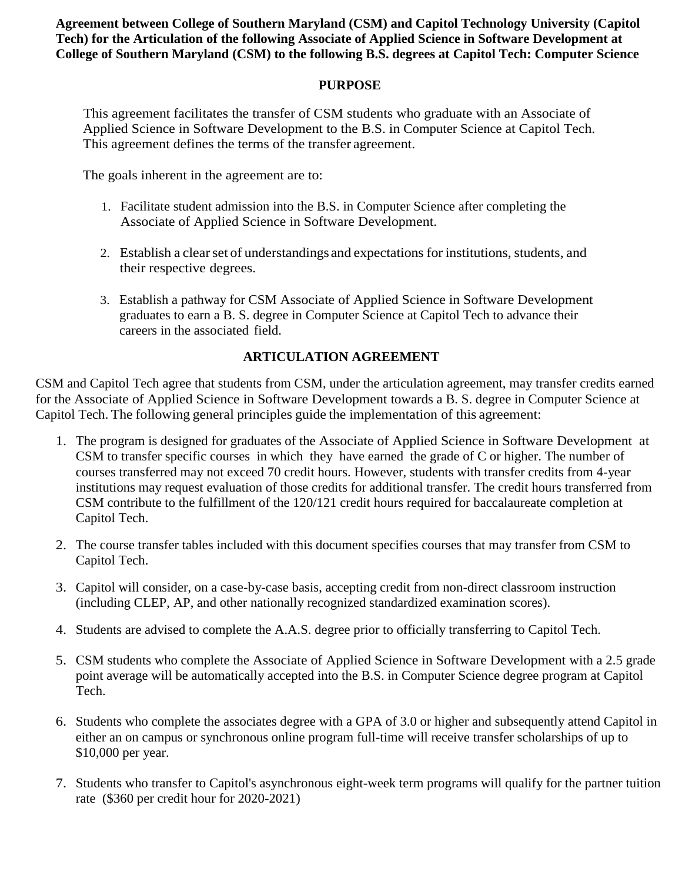**Agreement between College of Southern Maryland (CSM) and Capitol Technology University (Capitol Tech) for the Articulation of the following Associate of Applied Science in Software Development at College of Southern Maryland (CSM) to the following B.S. degrees at Capitol Tech: Computer Science**

## PURPOSE

This agreement facilitates the transfer of CSM students who graduate with an Associate of Applied Science in Software Development to the B.S. in Computer Science at Capitol Tech. This agreement defines the terms of the transfer agreement.

The goals inherent in the agreement are to:

1. Facilitate student admission into the B.S. in Computer Science after completing the Associate of Applied Science in Software Development.

2. Establish a clear set of understandings and expectations for institutions, students, and their respective degrees.

3. Establish a pathway for CSM Associate of Applied Science in Software Development graduates to earn a B. S. degree in Computer Science at Capitol Tech to advance their careers in the associated field.

## ARTICULATION AGREEMENT

CSM and Capitol Tech agree that students from CSM, under the articulation agreement, may transfer credits earned for the Associate of Applied Science in Software Development towards a B. S. degree in Computer Science at Capitol Tech. The following general principles guide the implementation of this agreement:

1. The program is designed for graduates of the Associate of Applied Science in Software Development at CSM to transfer specific courses in which they have earned the grade of C or higher. The number of courses transferred may not exceed 70 credit hours. However, students with transfer credits from 4-year institutions may request evaluation of those credits for additional transfer. The credit hours transferred from CSM contribute to the fulfillment of the 120/121 credit hours required for baccalaureate completion at Capitol Tech.

2. The course transfer tables included with this document specifies courses that may transfer from CSM to Capitol Tech.

3. Capitol will consider, on a case-by-case basis, accepting credit from non-direct classroom instruction (including CLEP, AP, and other nationally recognized standardized examination scores).

4. Students are advised to complete the A.A.S. degree prior to officially transferring to Capitol Tech.

5. CSM students who complete the Associate of Applied Science in Software Development with a 2.5 grade point average will be automatically accepted into the B.S. in Computer Science degree program at Capitol Tech.

6. Students who complete the associates degree with a GPA of 3.0 or higher and subsequently attend Capitol in either an on campus or synchronous online program full-time will receive transfer scholarships of up to $10,000 per year.

7. Students who transfer to Capitol's asynchronous eight-week term programs will qualify for the partner tuition rate ($360 per credit hour for 2020-2021)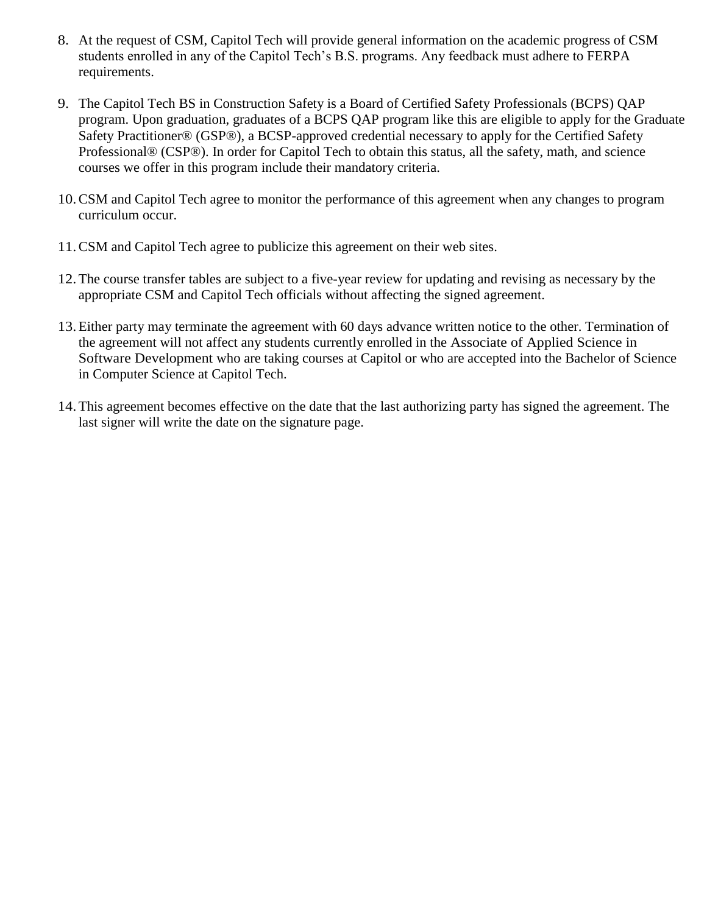8. At the request of CSM, Capitol Tech will provide general information on the academic progress of CSM students enrolled in any of the Capitol Tech's B.S. programs. Any feedback must adhere to FERPA requirements.

9. The Capitol Tech BS in Construction Safety is a Board of Certified Safety Professionals (BCPS) QAP program. Upon graduation, graduates of a BCPS QAP program like this are eligible to apply for the Graduate Safety Practitioner® (GSP®), a BCSP-approved credential necessary to apply for the Certified Safety Professional® (CSP®). In order for Capitol Tech to obtain this status, all the safety, math, and science courses we offer in this program include their mandatory criteria.

10. CSM and Capitol Tech agree to monitor the performance of this agreement when any changes to program curriculum occur.

11. CSM and Capitol Tech agree to publicize this agreement on their web sites.

12. The course transfer tables are subject to a five-year review for updating and revising as necessary by the appropriate CSM and Capitol Tech officials without affecting the signed agreement.

13. Either party may terminate the agreement with 60 days advance written notice to the other. Termination of the agreement will not affect any students currently enrolled in the Associate of Applied Science in Software Development who are taking courses at Capitol or who are accepted into the Bachelor of Science in Computer Science at Capitol Tech.

14. This agreement becomes effective on the date that the last authorizing party has signed the agreement. The last signer will write the date on the signature page.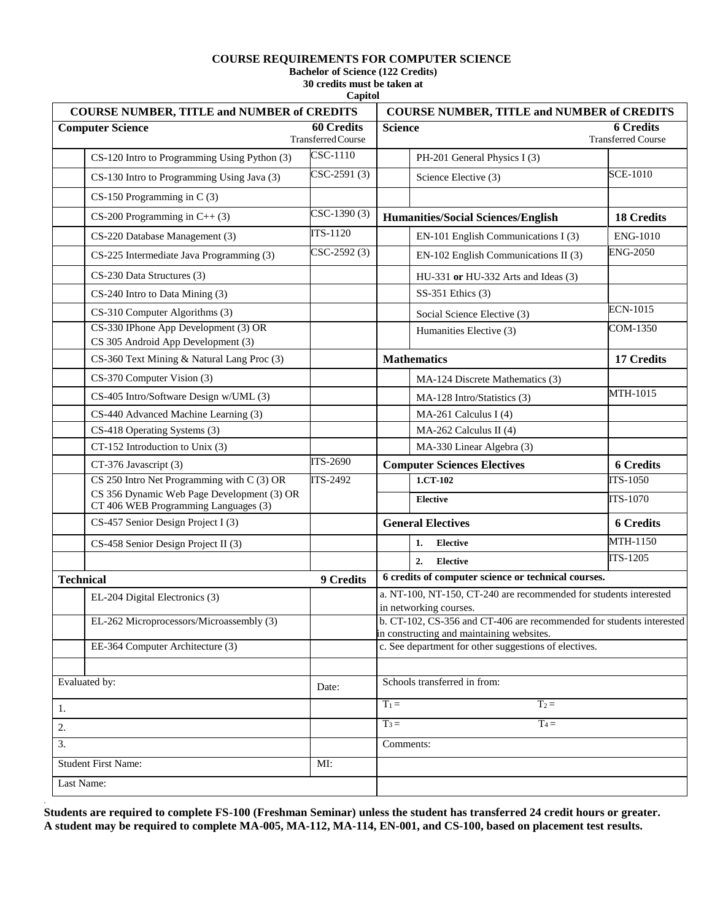# COURSE REQUIREMENTS FOR COMPUTER SCIENCE

**Bachelor of Science (122 Credits)**
**30 credits must be taken at Capitol**

| | COURSE NUMBER, TITLE and NUMBER of CREDITS | | | COURSE NUMBER, TITLE and NUMBER of CREDITS | |
|---|---|---|---|---|---|
| | **Computer Science** | **60 Credits** Transferred Course | | **Science** | **6 Credits** Transferred Course |
| | CS-120 Intro to Programming Using Python (3) | CSC-1110 | | PH-201 General Physics I (3) | |
| | CS-130 Intro to Programming Using Java (3) | CSC-2591 (3) | | Science Elective (3) | SCE-1010 |
| | CS-150 Programming in C (3) | | | | |
| | CS-200 Programming in C++ (3) | CSC-1390 (3) | | **Humanities/Social Sciences/English** | **18 Credits** |
| | CS-220 Database Management (3) | ITS-1120 | | EN-101 English Communications I (3) | ENG-1010 |
| | CS-225 Intermediate Java Programming (3) | CSC-2592 (3) | | EN-102 English Communications II (3) | ENG-2050 |
| | CS-230 Data Structures (3) | | | HU-331 **or** HU-332 Arts and Ideas (3) | |
| | CS-240 Intro to Data Mining (3) | | | SS-351 Ethics (3) | |
| | CS-310 Computer Algorithms (3) | | | Social Science Elective (3) | ECN-1015 |
| | CS-330 IPhone App Development (3) OR CS 305 Android App Development (3) | | | Humanities Elective (3) | COM-1350 |
| | CS-360 Text Mining & Natural Lang Proc (3) | | | **Mathematics** | **17 Credits** |
| | CS-370 Computer Vision (3) | | | MA-124 Discrete Mathematics (3) | |
| | CS-405 Intro/Software Design w/UML (3) | | | MA-128 Intro/Statistics (3) | MTH-1015 |
| | CS-440 Advanced Machine Learning (3) | | | MA-261 Calculus I (4) | |
| | CS-418 Operating Systems (3) | | | MA-262 Calculus II (4) | |
| | CT-152 Introduction to Unix (3) | | | MA-330 Linear Algebra (3) | |
| | CT-376 Javascript (3) | ITS-2690 | | **Computer Sciences Electives** | **6 Credits** |
| | CS 250 Intro Net Programming with C (3) OR CS 356 Dynamic Web Page Development (3) OR CT 406 WEB Programming Languages (3) | ITS-2492 | | **1.CT-102** | ITS-1050 |
| | | | | **Elective** | ITS-1070 |
| | CS-457 Senior Design Project I (3) | | | **General Electives** | **6 Credits** |
| | CS-458 Senior Design Project II (3) | | | **1. Elective** | MTH-1150 |
| | | | | **2. Elective** | ITS-1205 |
| | **Technical** | **9 Credits** | **6 credits of computer science or technical courses.** | | |
| | EL-204 Digital Electronics (3) | | a. NT-100, NT-150, CT-240 are recommended for students interested in networking courses. | | |
| | EL-262 Microprocessors/Microassembly (3) | | b. CT-102, CS-356 and CT-406 are recommended for students interested in constructing and maintaining websites. | | |
| | EE-364 Computer Architecture (3) | | c. See department for other suggestions of electives. | | |
| | | | | | |
| Evaluated by: | | Date: | Schools transferred in from: | | |
| 1. | | | $T_1$ = | $T_2$ = | |
| 2. | | | $T_3$ = | $T_4$ = | |
| 3. | | | Comments: | | |
| Student First Name: | | MI: | | | |
| Last Name: | | | | | |

**Students are required to complete FS-100 (Freshman Seminar) unless the student has transferred 24 credit hours or greater. A student may be required to complete MA-005, MA-112, MA-114, EN-001, and CS-100, based on placement test results.**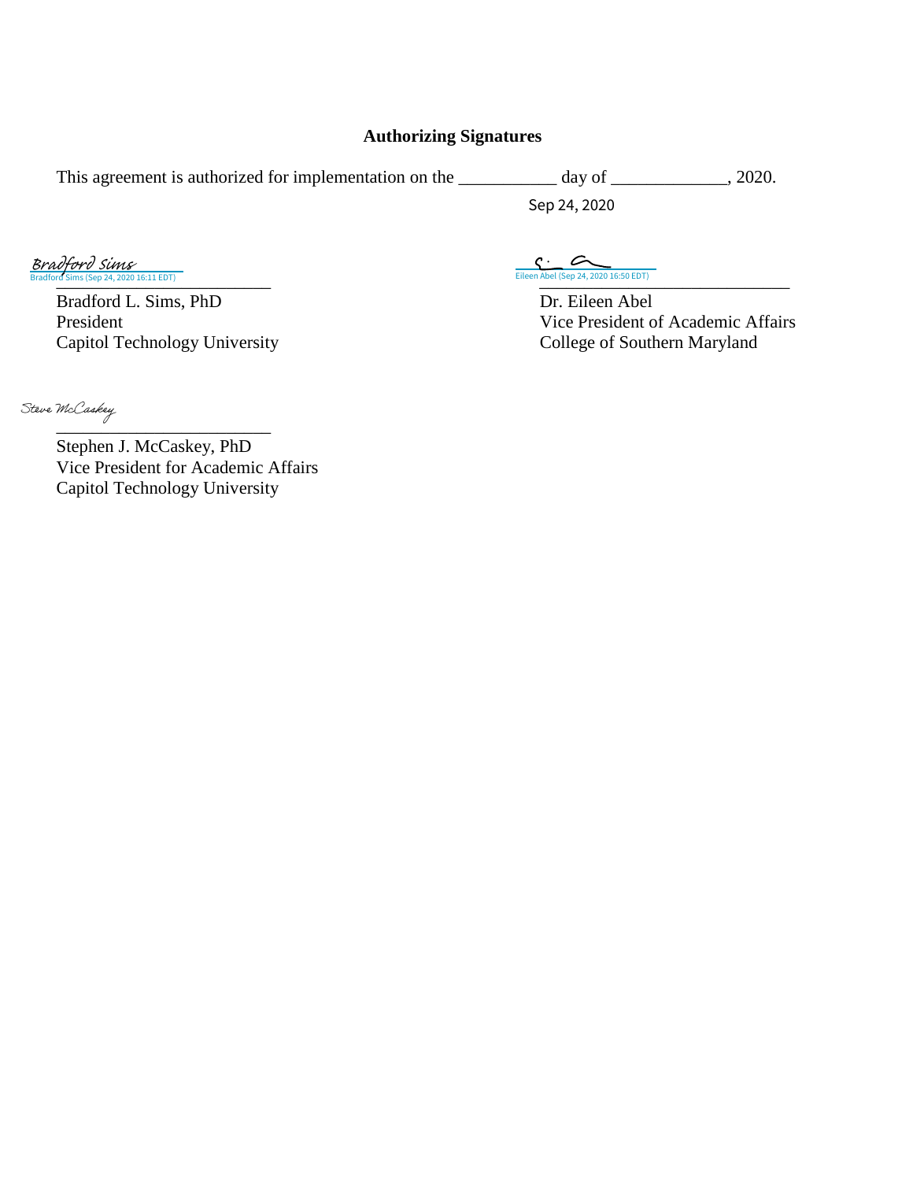**Authorizing Signatures**

This agreement is authorized for implementation on the ___________ day of _____________, 2020.

Sep 24, 2020

Bradford Sims
Bradford Sims (Sep 24, 2020 16:11 EDT)

Bradford L. Sims, PhD
President
Capitol Technology University

Eileen Abel (Sep 24, 2020 16:50 EDT)

Dr. Eileen Abel
Vice President of Academic Affairs
College of Southern Maryland

Steve McCaskey

Stephen J. McCaskey, PhD
Vice President for Academic Affairs
Capitol Technology University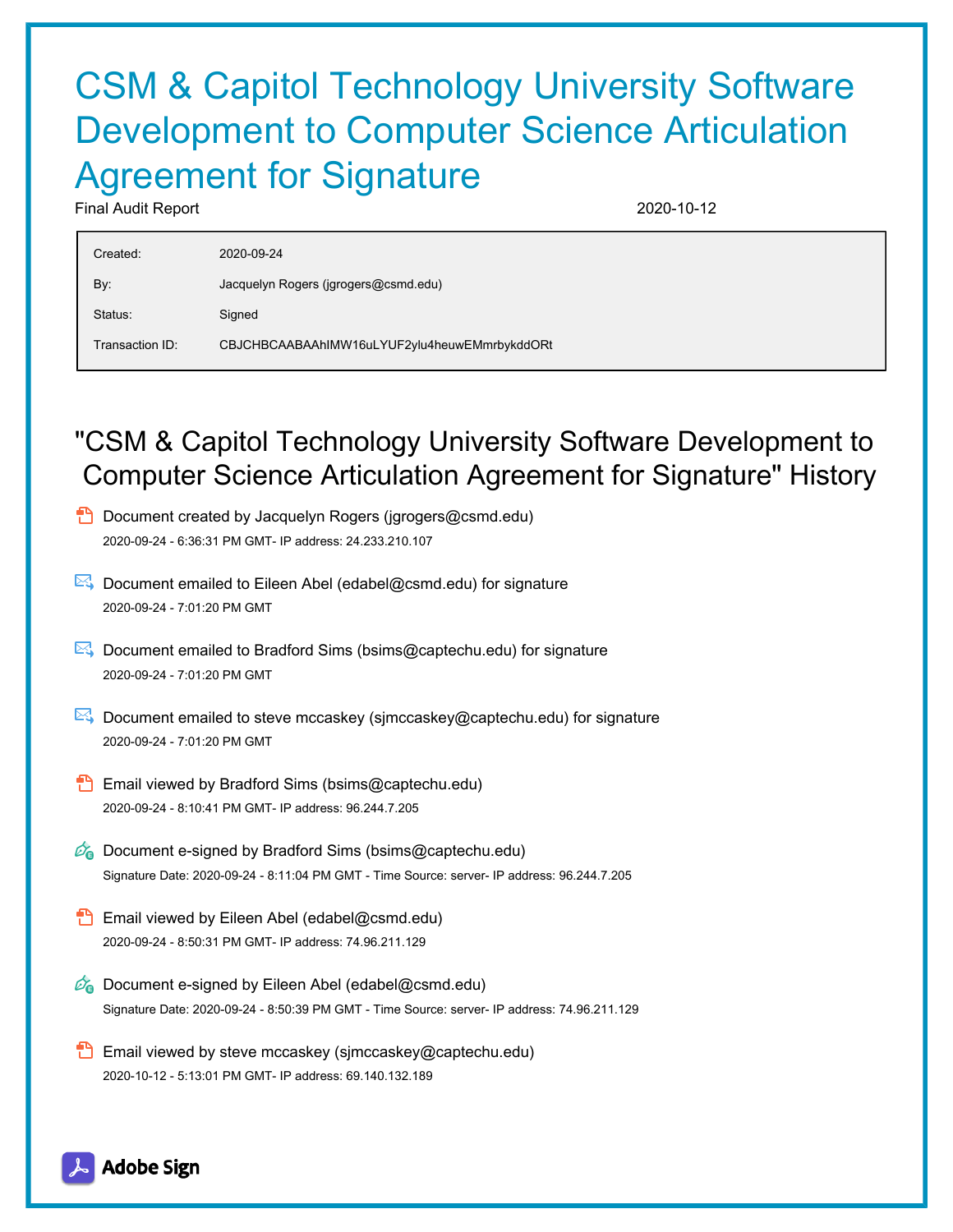# CSM & Capitol Technology University Software Development to Computer Science Articulation Agreement for Signature

Final Audit Report 2020-10-12

| | |
|---|---|
| Created: | 2020-09-24 |
| By: | Jacquelyn Rogers (jgrogers@csmd.edu) |
| Status: | Signed |
| Transaction ID: | CBJCHBCAABAAhIMW16uLYUF2ylu4heuwEMmrbykddORt |

## "CSM & Capitol Technology University Software Development to Computer Science Articulation Agreement for Signature" History

- Document created by Jacquelyn Rogers (jgrogers@csmd.edu)
  2020-09-24 - 6:36:31 PM GMT- IP address: 24.233.210.107

- Document emailed to Eileen Abel (edabel@csmd.edu) for signature
  2020-09-24 - 7:01:20 PM GMT

- Document emailed to Bradford Sims (bsims@captechu.edu) for signature
  2020-09-24 - 7:01:20 PM GMT

- Document emailed to steve mccaskey (sjmccaskey@captechu.edu) for signature
  2020-09-24 - 7:01:20 PM GMT

- Email viewed by Bradford Sims (bsims@captechu.edu)
  2020-09-24 - 8:10:41 PM GMT- IP address: 96.244.7.205

- Document e-signed by Bradford Sims (bsims@captechu.edu)
  Signature Date: 2020-09-24 - 8:11:04 PM GMT - Time Source: server- IP address: 96.244.7.205

- Email viewed by Eileen Abel (edabel@csmd.edu)
  2020-09-24 - 8:50:31 PM GMT- IP address: 74.96.211.129

- Document e-signed by Eileen Abel (edabel@csmd.edu)
  Signature Date: 2020-09-24 - 8:50:39 PM GMT - Time Source: server- IP address: 74.96.211.129

- Email viewed by steve mccaskey (sjmccaskey@captechu.edu)
  2020-10-12 - 5:13:01 PM GMT- IP address: 69.140.132.189

Adobe Sign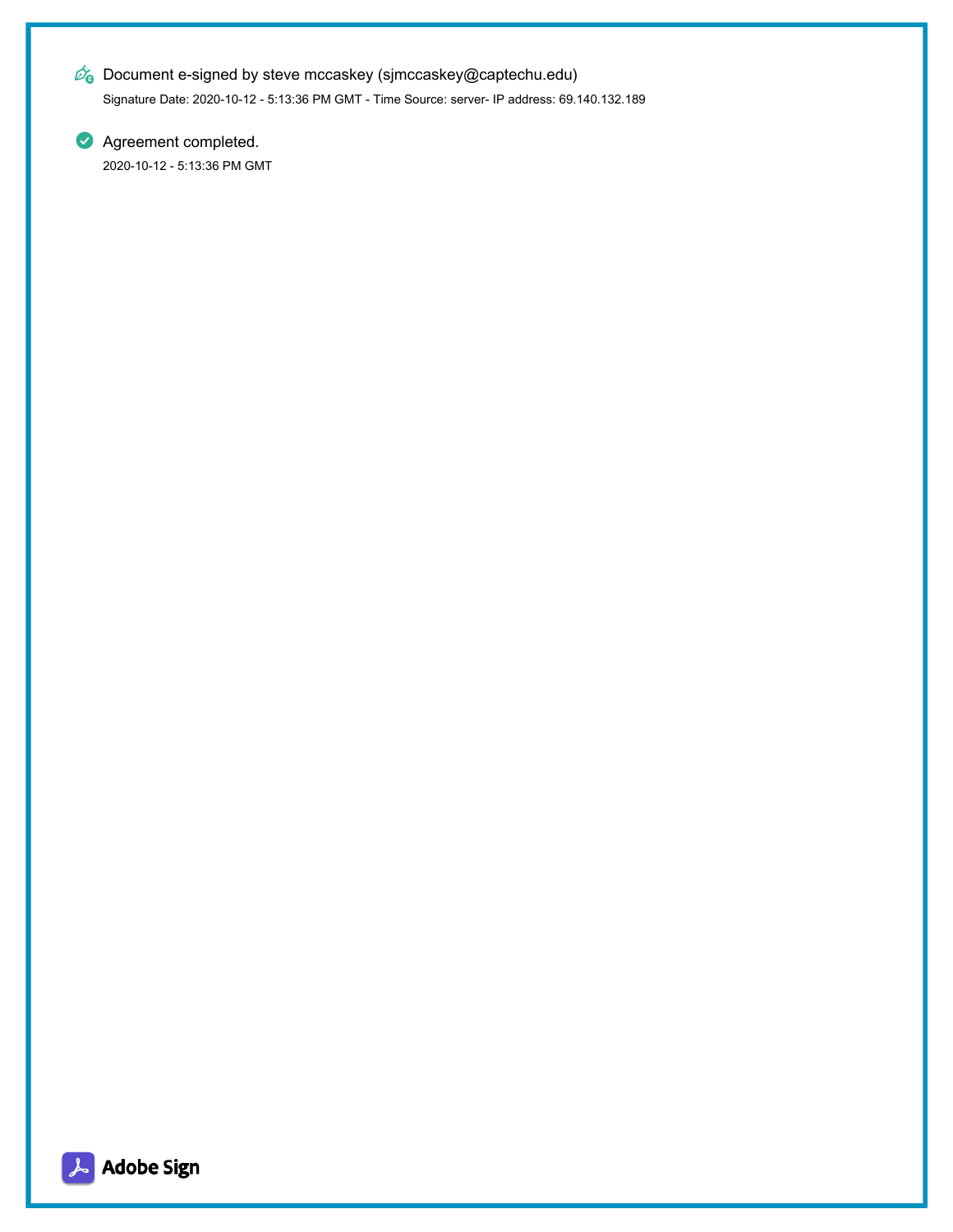Document e-signed by steve mccaskey (sjmccaskey@captechu.edu)

Signature Date: 2020-10-12 - 5:13:36 PM GMT - Time Source: server- IP address: 69.140.132.189

Agreement completed.

2020-10-12 - 5:13:36 PM GMT

Adobe Sign